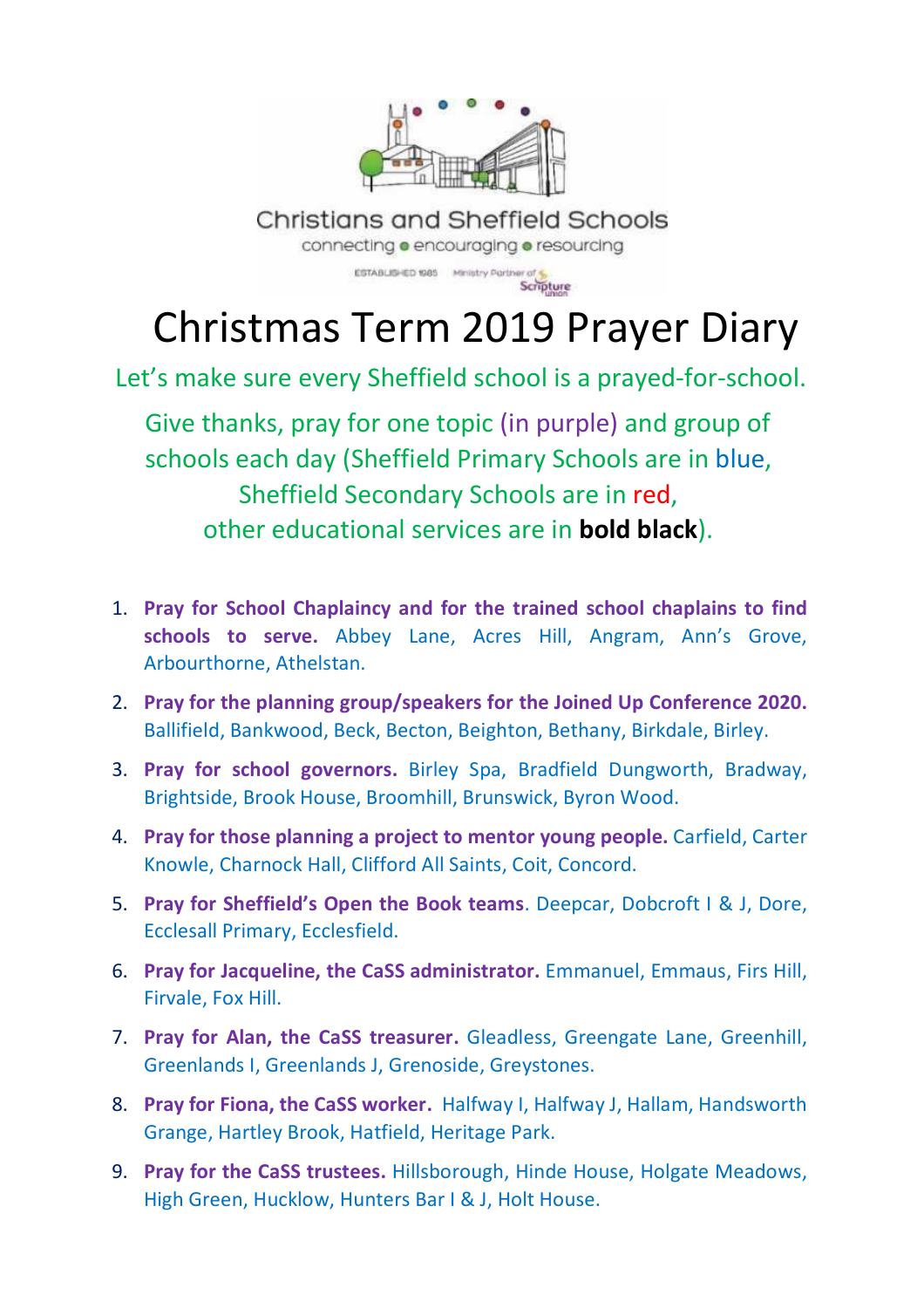Christians and Sheffield Schools

connecting ● encouraging ● resourcing

ESTABLISHED 1985 Ministry Partner of Scripture Union

# Christmas Term 2019 Prayer Diary

Let's make sure every Sheffield school is a prayed-for-school.

Give thanks, pray for one topic (in purple) and group of schools each day (Sheffield Primary Schools are in blue, Sheffield Secondary Schools are in red, other educational services are in **bold black**).

1. **Pray for School Chaplaincy and for the trained school chaplains to find schools to serve.** Abbey Lane, Acres Hill, Angram, Ann's Grove, Arbourthorne, Athelstan.
2. **Pray for the planning group/speakers for the Joined Up Conference 2020.** Ballifield, Bankwood, Beck, Becton, Beighton, Bethany, Birkdale, Birley.
3. **Pray for school governors.** Birley Spa, Bradfield Dungworth, Bradway, Brightside, Brook House, Broomhill, Brunswick, Byron Wood.
4. **Pray for those planning a project to mentor young people.** Carfield, Carter Knowle, Charnock Hall, Clifford All Saints, Coit, Concord.
5. **Pray for Sheffield's Open the Book teams**. Deepcar, Dobcroft I & J, Dore, Ecclesall Primary, Ecclesfield.
6. **Pray for Jacqueline, the CaSS administrator.** Emmanuel, Emmaus, Firs Hill, Firvale, Fox Hill.
7. **Pray for Alan, the CaSS treasurer.** Gleadless, Greengate Lane, Greenhill, Greenlands I, Greenlands J, Grenoside, Greystones.
8. **Pray for Fiona, the CaSS worker.** Halfway I, Halfway J, Hallam, Handsworth Grange, Hartley Brook, Hatfield, Heritage Park.
9. **Pray for the CaSS trustees.** Hillsborough, Hinde House, Holgate Meadows, High Green, Hucklow, Hunters Bar I & J, Holt House.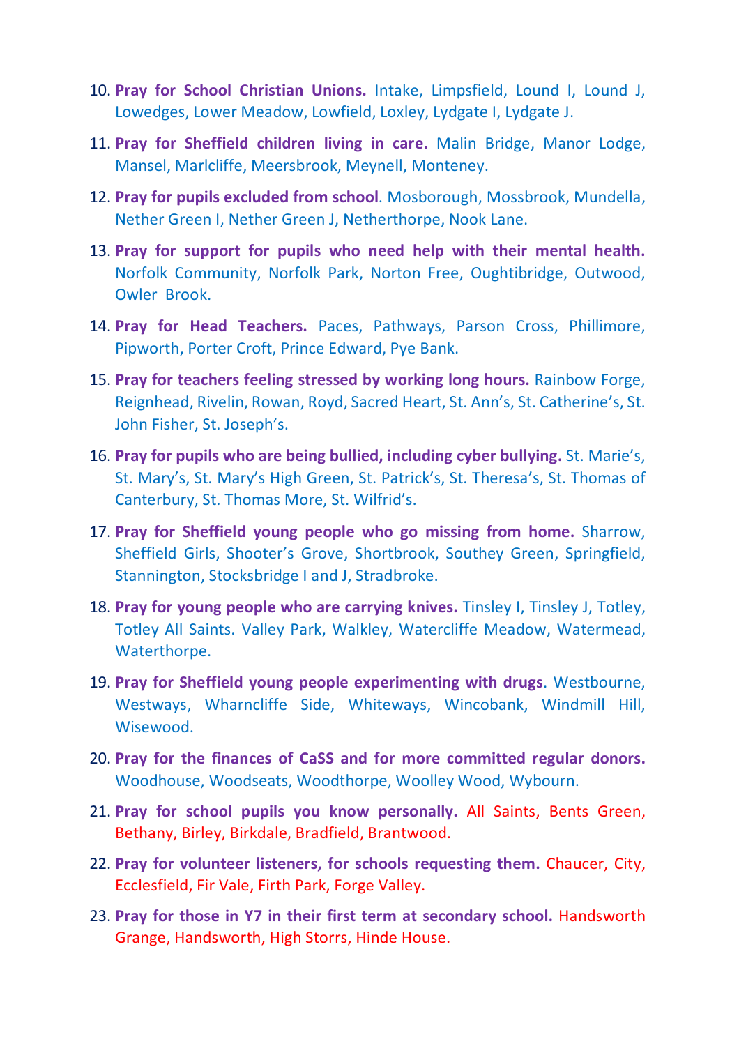10. **Pray for School Christian Unions.** Intake, Limpsfield, Lound I, Lound J, Lowedges, Lower Meadow, Lowfield, Loxley, Lydgate I, Lydgate J.
11. **Pray for Sheffield children living in care.** Malin Bridge, Manor Lodge, Mansel, Marlcliffe, Meersbrook, Meynell, Monteney.
12. **Pray for pupils excluded from school**. Mosborough, Mossbrook, Mundella, Nether Green I, Nether Green J, Netherthorpe, Nook Lane.
13. **Pray for support for pupils who need help with their mental health.** Norfolk Community, Norfolk Park, Norton Free, Oughtibridge, Outwood, Owler Brook.
14. **Pray for Head Teachers.** Paces, Pathways, Parson Cross, Phillimore, Pipworth, Porter Croft, Prince Edward, Pye Bank.
15. **Pray for teachers feeling stressed by working long hours.** Rainbow Forge, Reignhead, Rivelin, Rowan, Royd, Sacred Heart, St. Ann's, St. Catherine's, St. John Fisher, St. Joseph's.
16. **Pray for pupils who are being bullied, including cyber bullying.** St. Marie's, St. Mary's, St. Mary's High Green, St. Patrick's, St. Theresa's, St. Thomas of Canterbury, St. Thomas More, St. Wilfrid's.
17. **Pray for Sheffield young people who go missing from home.** Sharrow, Sheffield Girls, Shooter's Grove, Shortbrook, Southey Green, Springfield, Stannington, Stocksbridge I and J, Stradbroke.
18. **Pray for young people who are carrying knives.** Tinsley I, Tinsley J, Totley, Totley All Saints. Valley Park, Walkley, Watercliffe Meadow, Watermead, Waterthorpe.
19. **Pray for Sheffield young people experimenting with drugs**. Westbourne, Westways, Wharncliffe Side, Whiteways, Wincobank, Windmill Hill, Wisewood.
20. **Pray for the finances of CaSS and for more committed regular donors.** Woodhouse, Woodseats, Woodthorpe, Woolley Wood, Wybourn.
21. **Pray for school pupils you know personally.** All Saints, Bents Green, Bethany, Birley, Birkdale, Bradfield, Brantwood.
22. **Pray for volunteer listeners, for schools requesting them.** Chaucer, City, Ecclesfield, Fir Vale, Firth Park, Forge Valley.
23. **Pray for those in Y7 in their first term at secondary school.** Handsworth Grange, Handsworth, High Storrs, Hinde House.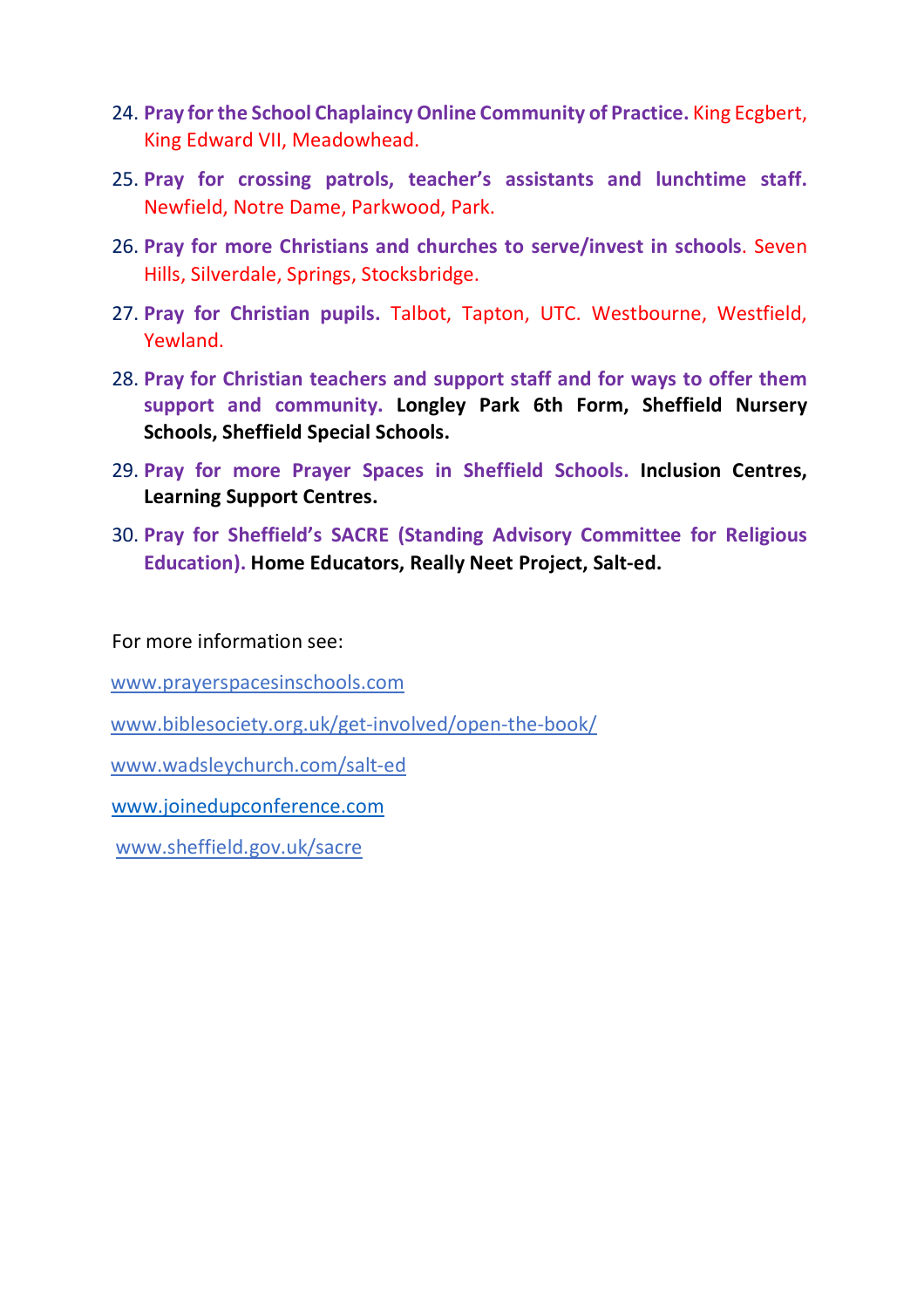24. **Pray for the School Chaplaincy Online Community of Practice.** King Ecgbert, King Edward VII, Meadowhead.
25. **Pray for crossing patrols, teacher's assistants and lunchtime staff.** Newfield, Notre Dame, Parkwood, Park.
26. **Pray for more Christians and churches to serve/invest in schools**. Seven Hills, Silverdale, Springs, Stocksbridge.
27. **Pray for Christian pupils.** Talbot, Tapton, UTC. Westbourne, Westfield, Yewland.
28. **Pray for Christian teachers and support staff and for ways to offer them support and community.** **Longley Park 6th Form, Sheffield Nursery Schools, Sheffield Special Schools.**
29. **Pray for more Prayer Spaces in Sheffield Schools.** **Inclusion Centres, Learning Support Centres.**
30. **Pray for Sheffield's SACRE (Standing Advisory Committee for Religious Education).** **Home Educators, Really Neet Project, Salt-ed.**

For more information see:

www.prayerspacesinschools.com

www.biblesociety.org.uk/get-involved/open-the-book/

www.wadsleychurch.com/salt-ed

www.joinedupconference.com

www.sheffield.gov.uk/sacre